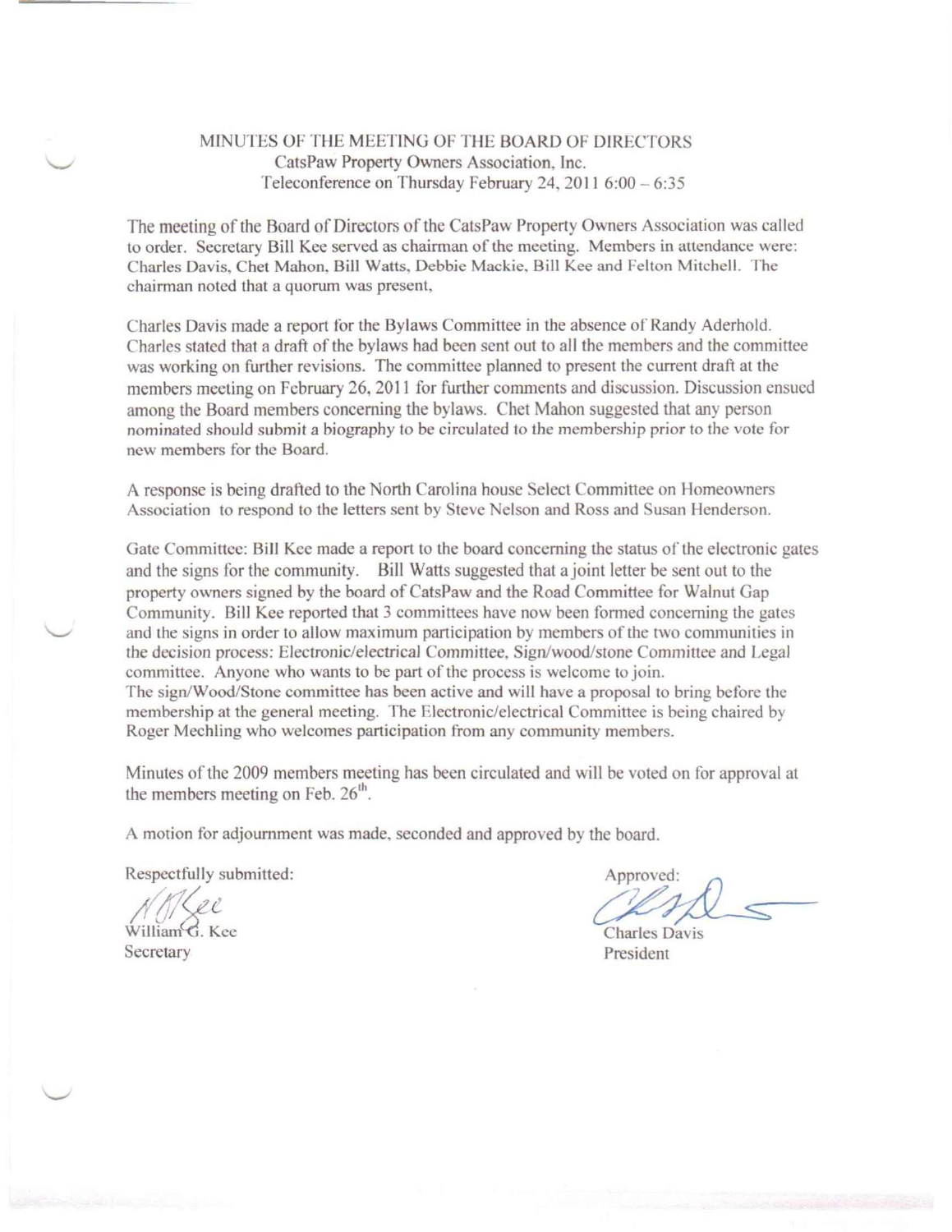# MINUTES OF THE MEETING OF THE BOARD OF DIRECTORS

CatsPaw Property Owners Association, Inc.

Teleconference on Thursday February 24, 2011 6:00 – 6:35

The meeting of the Board of Directors of the CatsPaw Property Owners Association was called to order. Secretary Bill Kee served as chairman of the meeting. Members in attendance were: Charles Davis, Chet Mahon, Bill Watts, Debbie Mackie, Bill Kee and Felton Mitchell. The chairman noted that a quorum was present,

Charles Davis made a report for the Bylaws Committee in the absence of Randy Aderhold. Charles stated that a draft of the bylaws had been sent out to all the members and the committee was working on further revisions. The committee planned to present the current draft at the members meeting on February 26, 2011 for further comments and discussion. Discussion ensued among the Board members concerning the bylaws. Chet Mahon suggested that any person nominated should submit a biography to be circulated to the membership prior to the vote for new members for the Board.

A response is being drafted to the North Carolina house Select Committee on Homeowners Association to respond to the letters sent by Steve Nelson and Ross and Susan Henderson.

Gate Committee: Bill Kee made a report to the board concerning the status of the electronic gates and the signs for the community. Bill Watts suggested that a joint letter be sent out to the property owners signed by the board of CatsPaw and the Road Committee for Walnut Gap Community. Bill Kee reported that 3 committees have now been formed concerning the gates and the signs in order to allow maximum participation by members of the two communities in the decision process: Electronic/electrical Committee, Sign/wood/stone Committee and Legal committee. Anyone who wants to be part of the process is welcome to join.
The sign/Wood/Stone committee has been active and will have a proposal to bring before the membership at the general meeting. The Electronic/electrical Committee is being chaired by Roger Mechling who welcomes participation from any community members.

Minutes of the 2009 members meeting has been circulated and will be voted on for approval at the members meeting on Feb. 26th.

A motion for adjournment was made, seconded and approved by the board.

Respectfully submitted:

William G. Kee
Secretary

Approved:

Charles Davis
President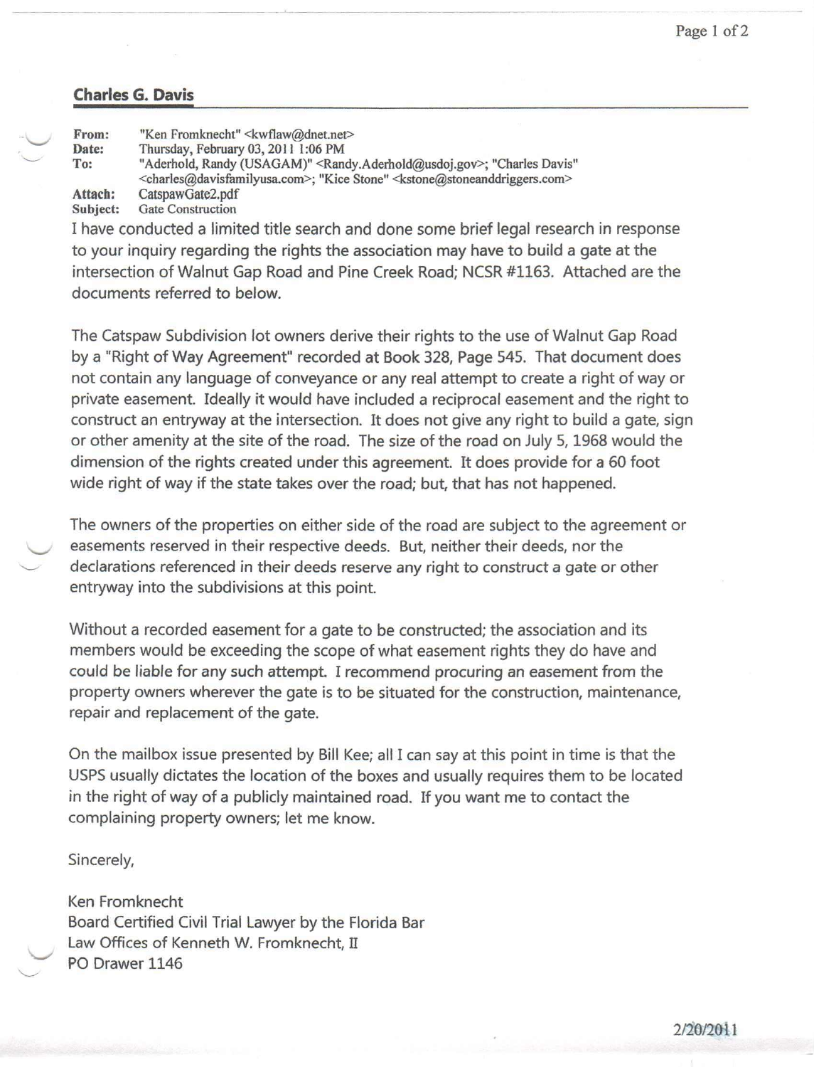## Charles G. Davis

**From:** "Ken Fromknecht" <kwflaw@dnet.net>
**Date:** Thursday, February 03, 2011 1:06 PM
**To:** "Aderhold, Randy (USAGAM)" <Randy.Aderhold@usdoj.gov>; "Charles Davis" <charles@davisfamilyusa.com>; "Kice Stone" <kstone@stoneanddriggers.com>
**Attach:** CatspawGate2.pdf
**Subject:** Gate Construction

I have conducted a limited title search and done some brief legal research in response to your inquiry regarding the rights the association may have to build a gate at the intersection of Walnut Gap Road and Pine Creek Road; NCSR #1163. Attached are the documents referred to below.

The Catspaw Subdivision lot owners derive their rights to the use of Walnut Gap Road by a "Right of Way Agreement" recorded at Book 328, Page 545. That document does not contain any language of conveyance or any real attempt to create a right of way or private easement. Ideally it would have included a reciprocal easement and the right to construct an entryway at the intersection. It does not give any right to build a gate, sign or other amenity at the site of the road. The size of the road on July 5, 1968 would the dimension of the rights created under this agreement. It does provide for a 60 foot wide right of way if the state takes over the road; but, that has not happened.

The owners of the properties on either side of the road are subject to the agreement or easements reserved in their respective deeds. But, neither their deeds, nor the declarations referenced in their deeds reserve any right to construct a gate or other entryway into the subdivisions at this point.

Without a recorded easement for a gate to be constructed; the association and its members would be exceeding the scope of what easement rights they do have and could be liable for any such attempt. I recommend procuring an easement from the property owners wherever the gate is to be situated for the construction, maintenance, repair and replacement of the gate.

On the mailbox issue presented by Bill Kee; all I can say at this point in time is that the USPS usually dictates the location of the boxes and usually requires them to be located in the right of way of a publicly maintained road. If you want me to contact the complaining property owners; let me know.

Sincerely,

Ken Fromknecht
Board Certified Civil Trial Lawyer by the Florida Bar
Law Offices of Kenneth W. Fromknecht, II
PO Drawer 1146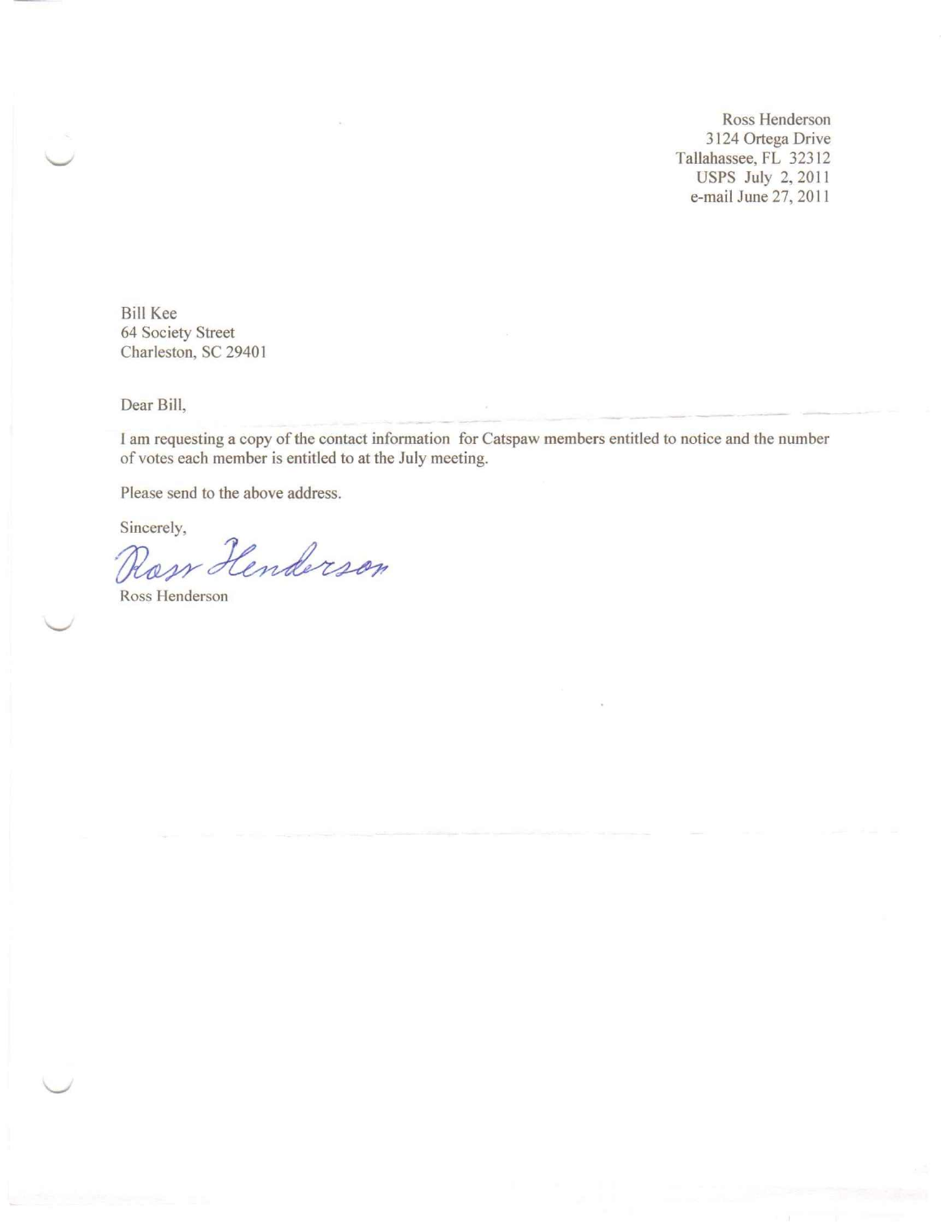Ross Henderson
3124 Ortega Drive
Tallahassee, FL 32312
USPS July 2, 2011
e-mail June 27, 2011

Bill Kee
64 Society Street
Charleston, SC 29401

Dear Bill,

I am requesting a copy of the contact information for Catspaw members entitled to notice and the number of votes each member is entitled to at the July meeting.

Please send to the above address.

Sincerely,

Ross Henderson

Ross Henderson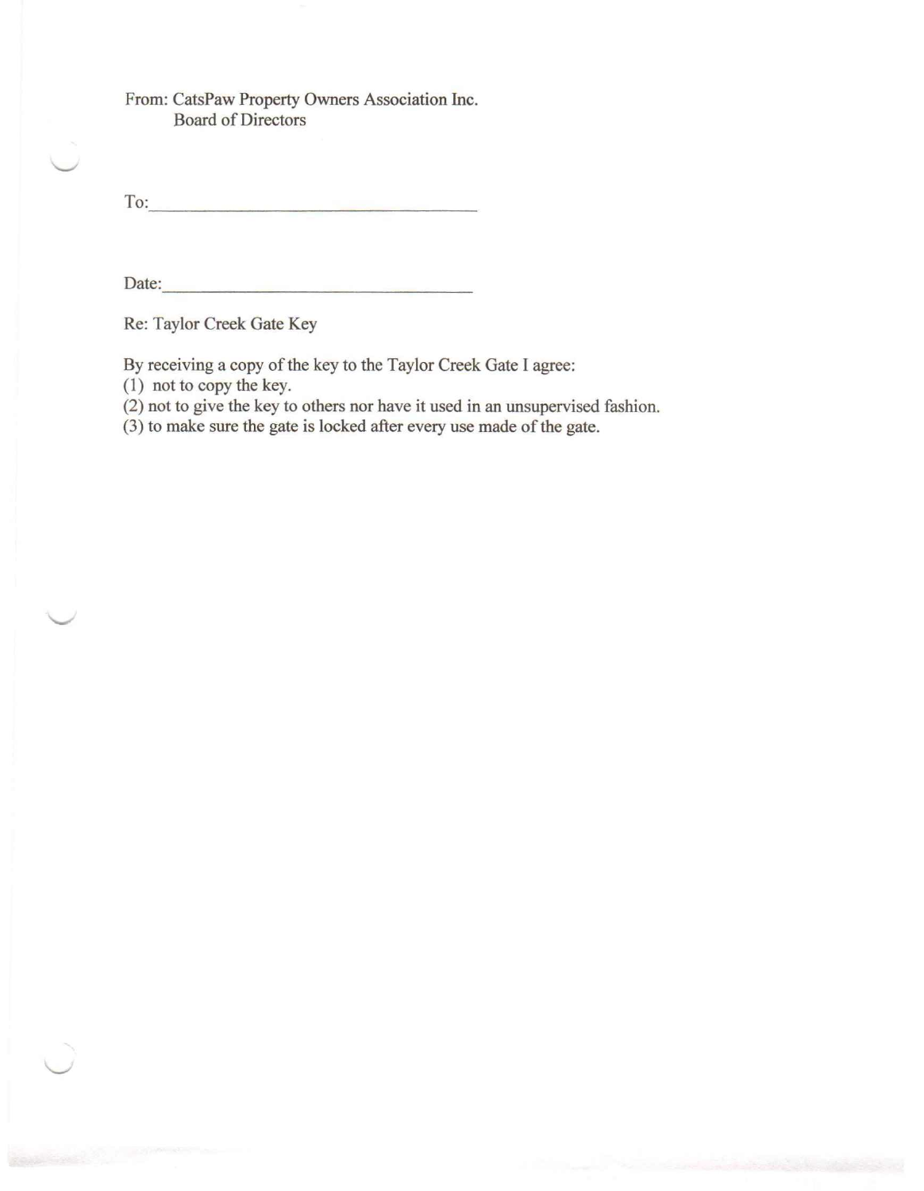From: CatsPaw Property Owners Association Inc.
Board of Directors

To:\_\_\_\_\_\_\_\_\_\_\_\_\_\_\_\_\_\_\_\_\_\_\_\_\_\_\_\_\_\_\_\_\_\_\_\_

Date:\_\_\_\_\_\_\_\_\_\_\_\_\_\_\_\_\_\_\_\_\_\_\_\_\_\_\_\_\_\_\_\_\_\_\_\_

Re: Taylor Creek Gate Key

By receiving a copy of the key to the Taylor Creek Gate I agree:

(1) not to copy the key.

(2) not to give the key to others nor have it used in an unsupervised fashion.

(3) to make sure the gate is locked after every use made of the gate.